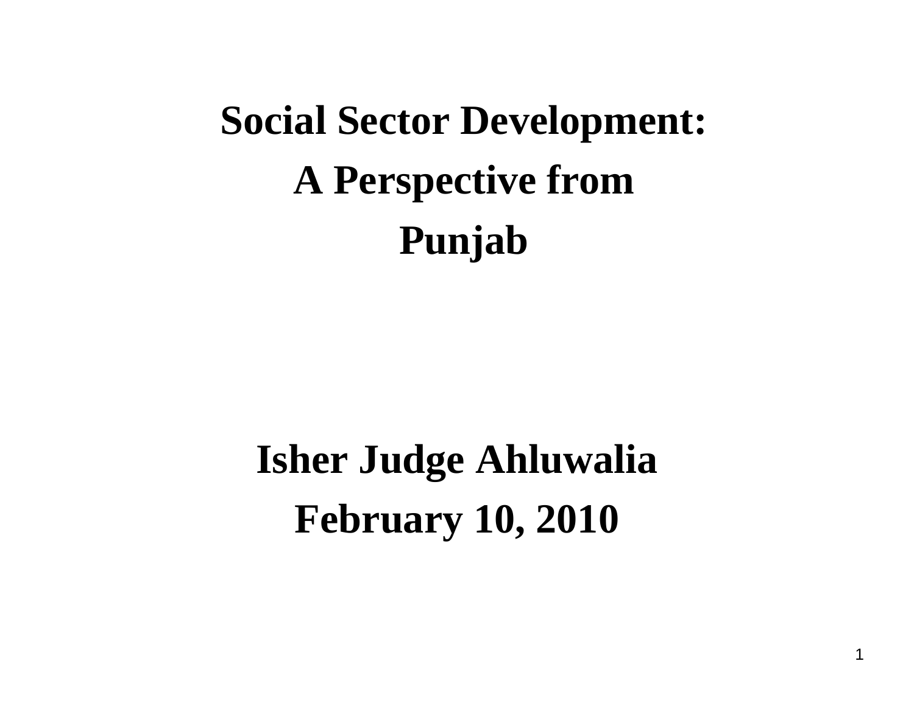# Social Sector Development:
# A Perspective from
# Punjab

**Isher Judge Ahluwalia**

**February 10, 2010**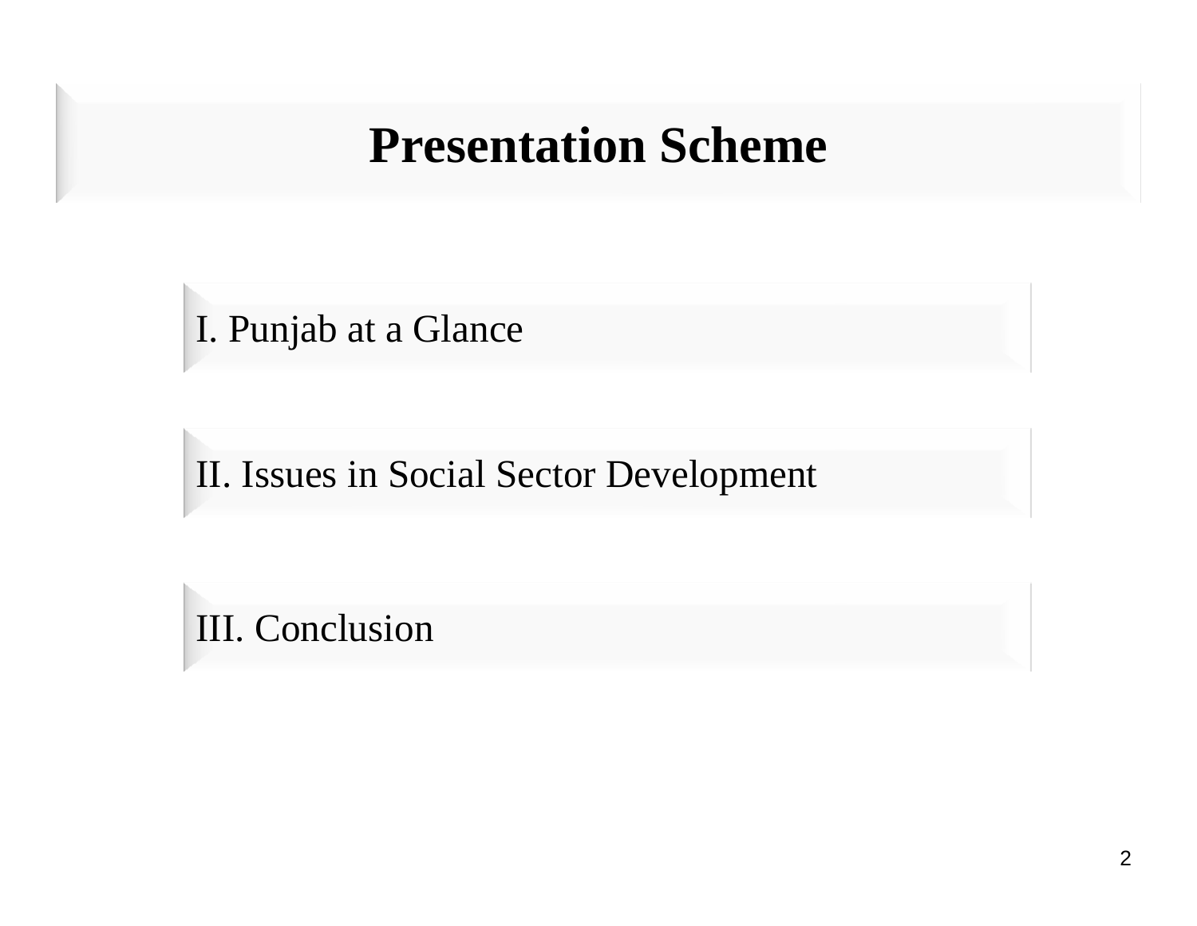# Presentation Scheme

I. Punjab at a Glance

II. Issues in Social Sector Development

III. Conclusion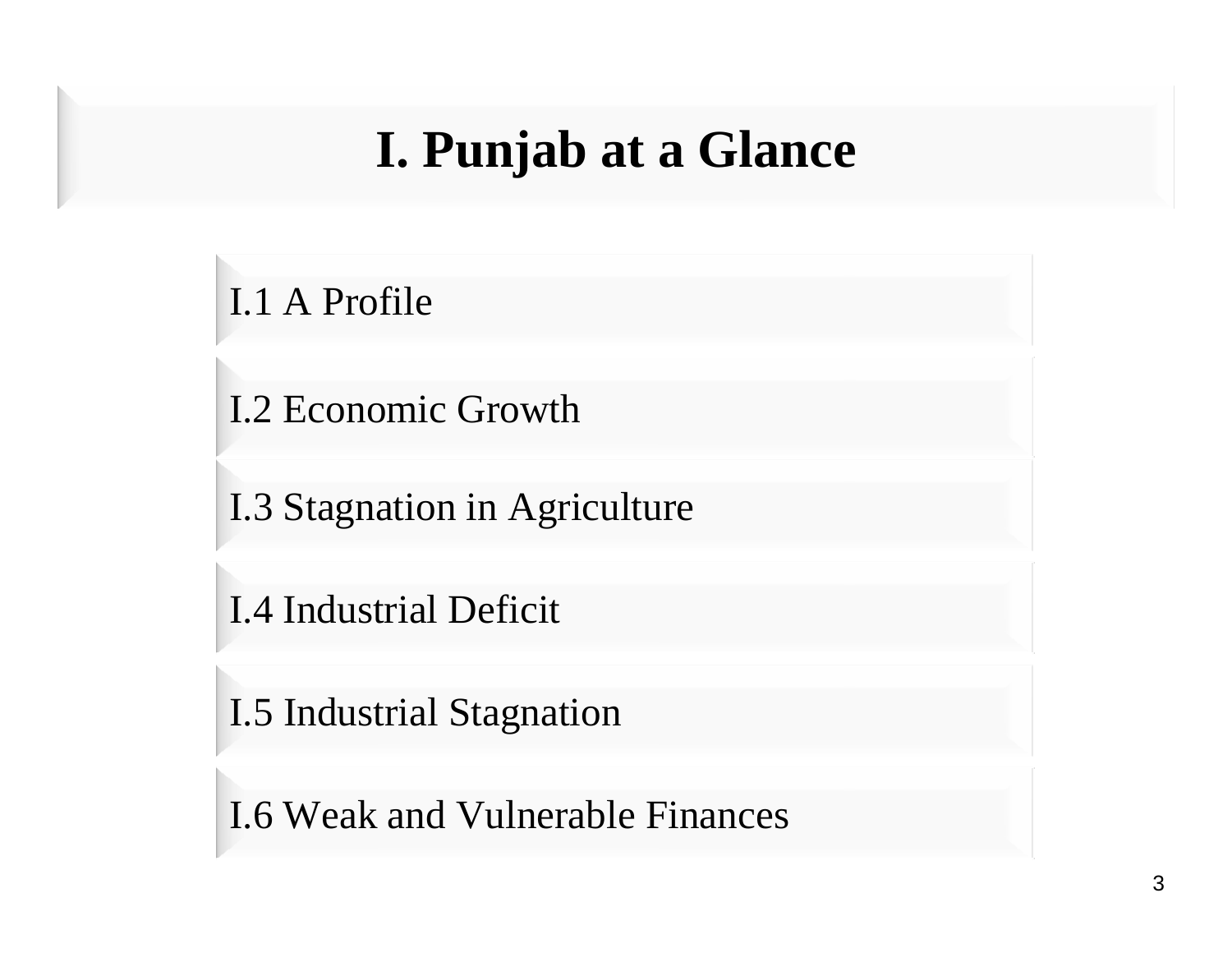# I. Punjab at a Glance

- I.1 A Profile
- I.2 Economic Growth
- I.3 Stagnation in Agriculture
- I.4 Industrial Deficit
- I.5 Industrial Stagnation
- I.6 Weak and Vulnerable Finances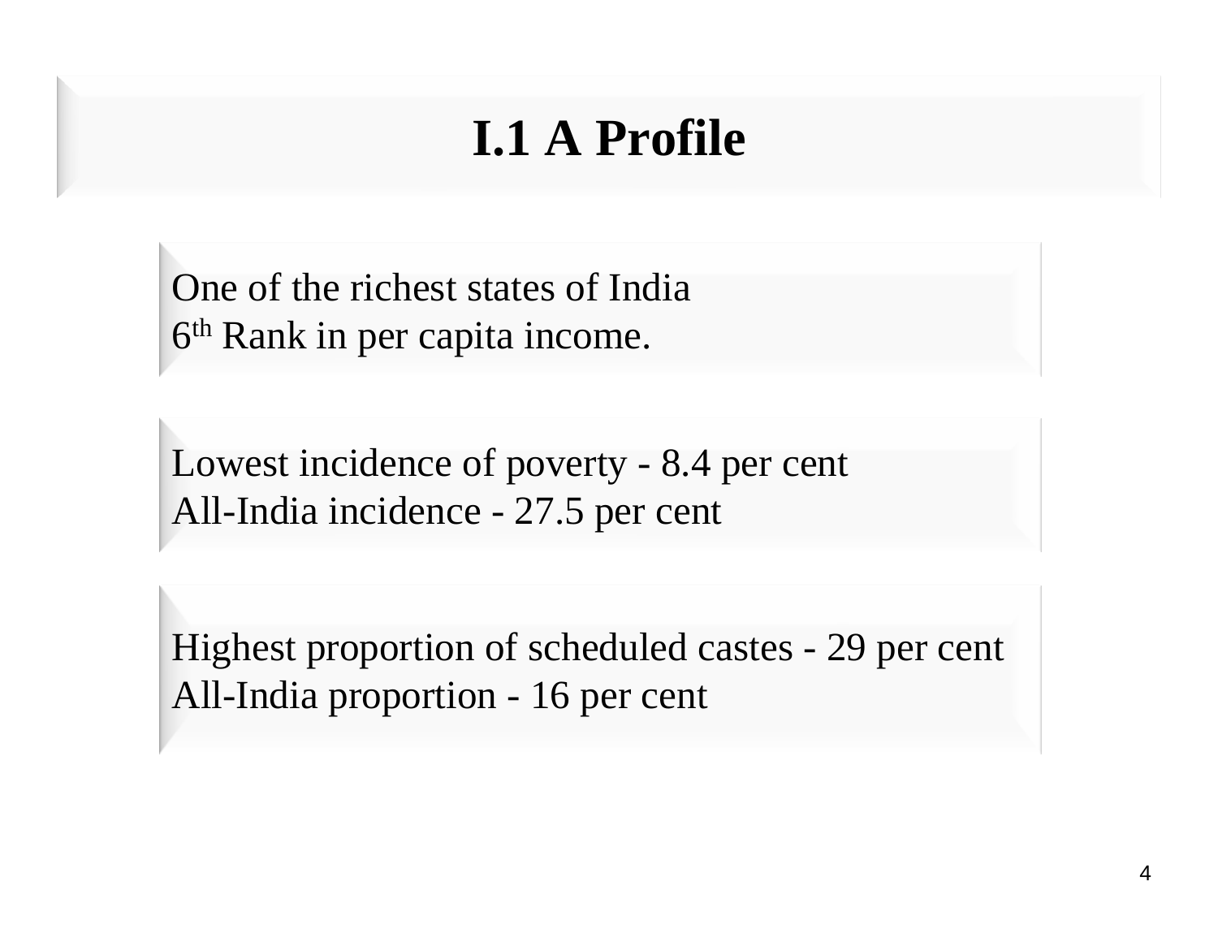# I.1 A Profile

One of the richest states of India
6th Rank in per capita income.

Lowest incidence of poverty - 8.4 per cent
All-India incidence - 27.5 per cent

Highest proportion of scheduled castes - 29 per cent
All-India proportion - 16 per cent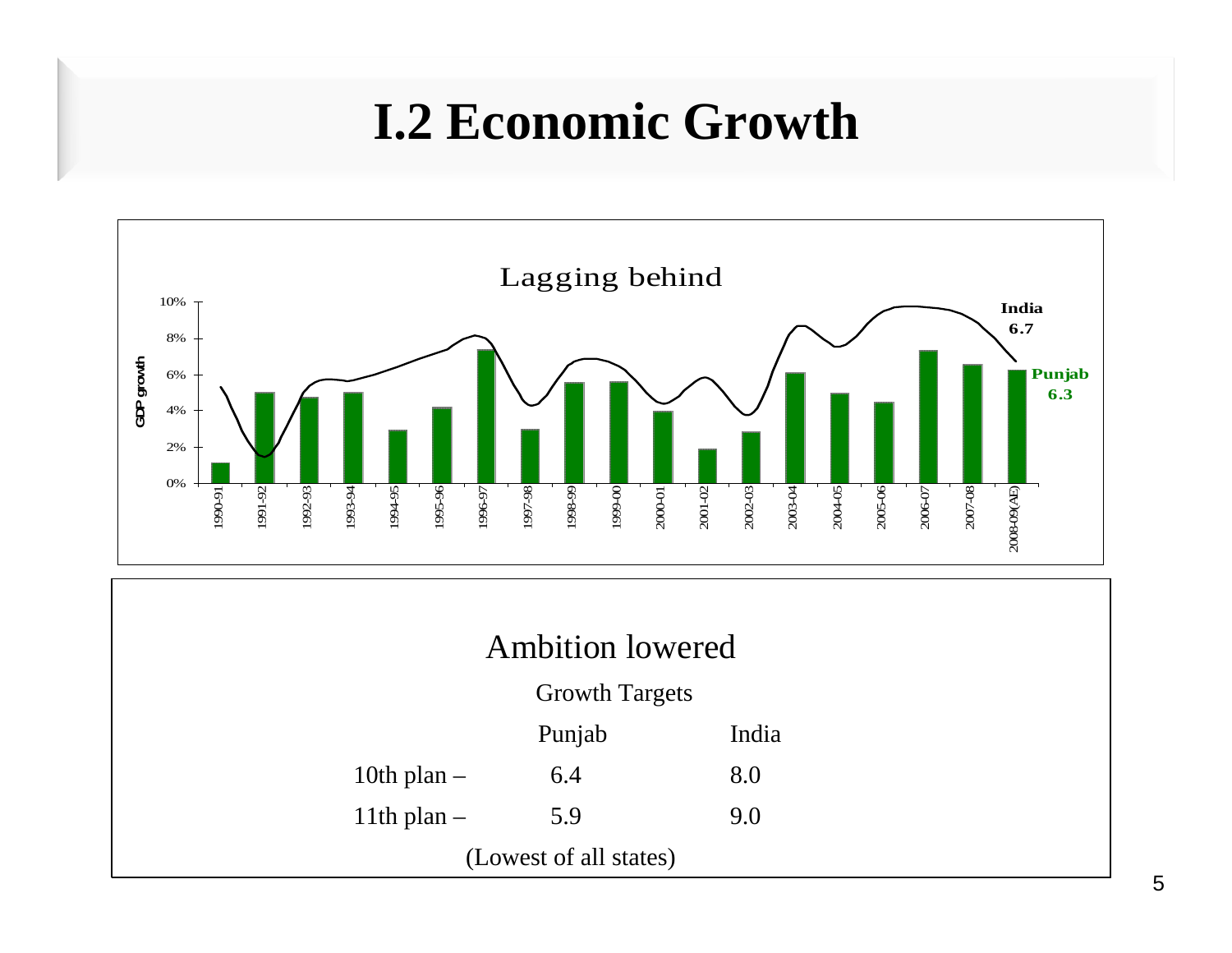# I.2 Economic Growth

Lagging behind

GDP growth

India 6.7

Punjab 6.3

1990-91, 1991-92, 1992-93, 1993-94, 1994-95, 1995-96, 1996-97, 1997-98, 1998-99, 1999-00, 2000-01, 2001-02, 2002-03, 2003-04, 2004-05, 2005-06, 2006-07, 2007-08, 2008-09(AE)

## Ambition lowered

Growth Targets

| | Punjab | India |
|---|---|---|
| 10th plan – | 6.4 | 8.0 |
| 11th plan – | 5.9 | 9.0 |

(Lowest of all states)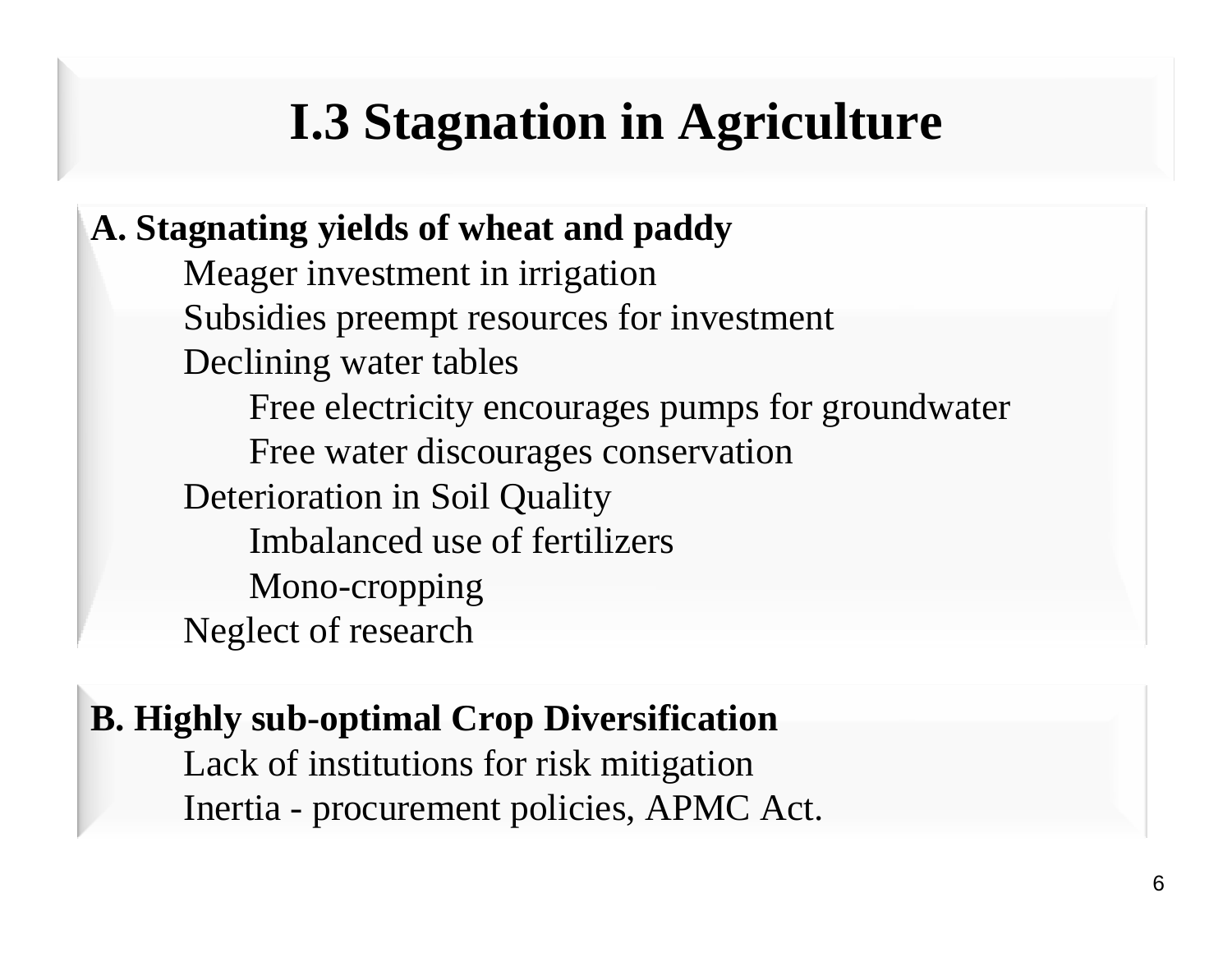# I.3 Stagnation in Agriculture

**A. Stagnating yields of wheat and paddy**

- Meager investment in irrigation
- Subsidies preempt resources for investment
- Declining water tables
  - Free electricity encourages pumps for groundwater
  - Free water discourages conservation
- Deterioration in Soil Quality
  - Imbalanced use of fertilizers
  - Mono-cropping
- Neglect of research

**B. Highly sub-optimal Crop Diversification**

- Lack of institutions for risk mitigation
- Inertia - procurement policies, APMC Act.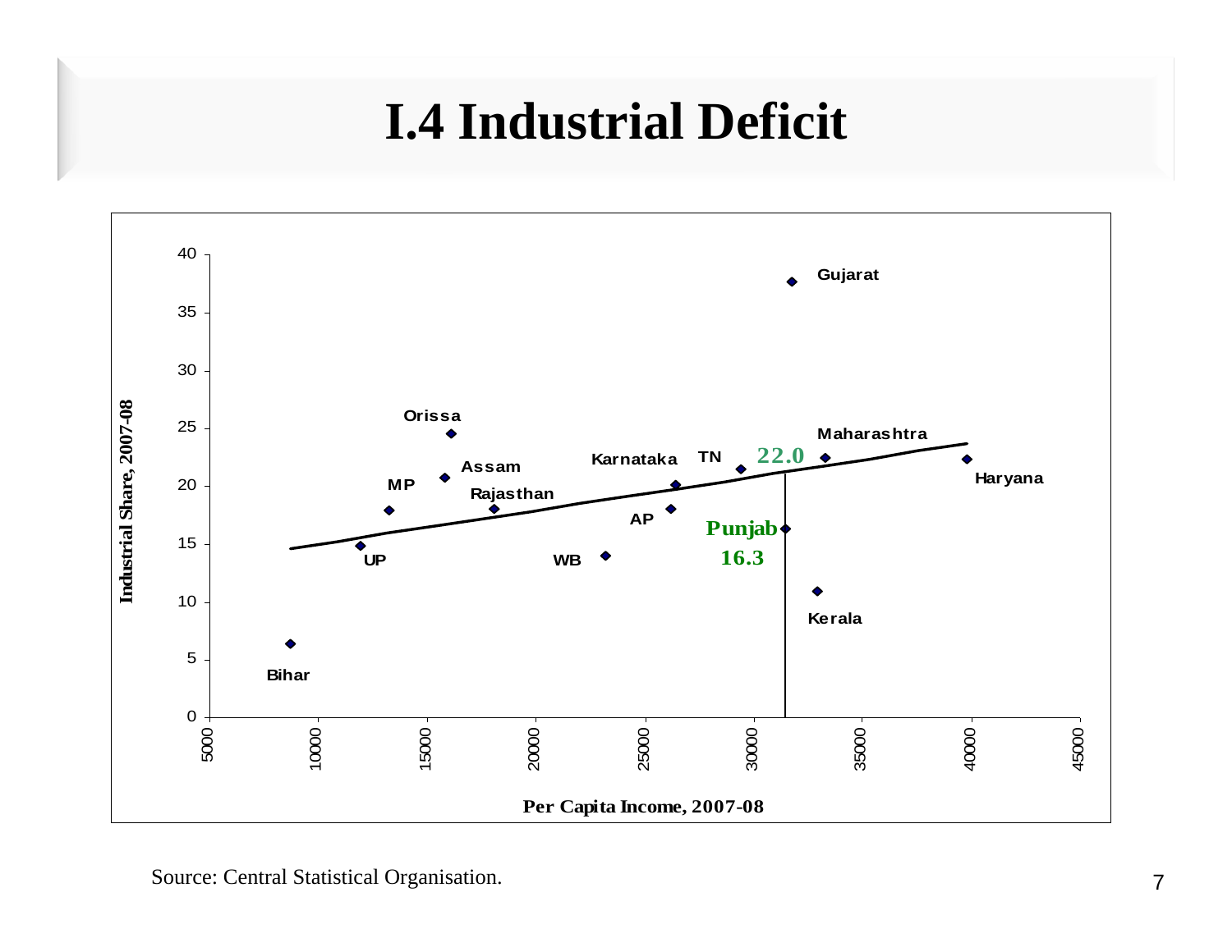# I.4 Industrial Deficit

Source: Central Statistical Organisation.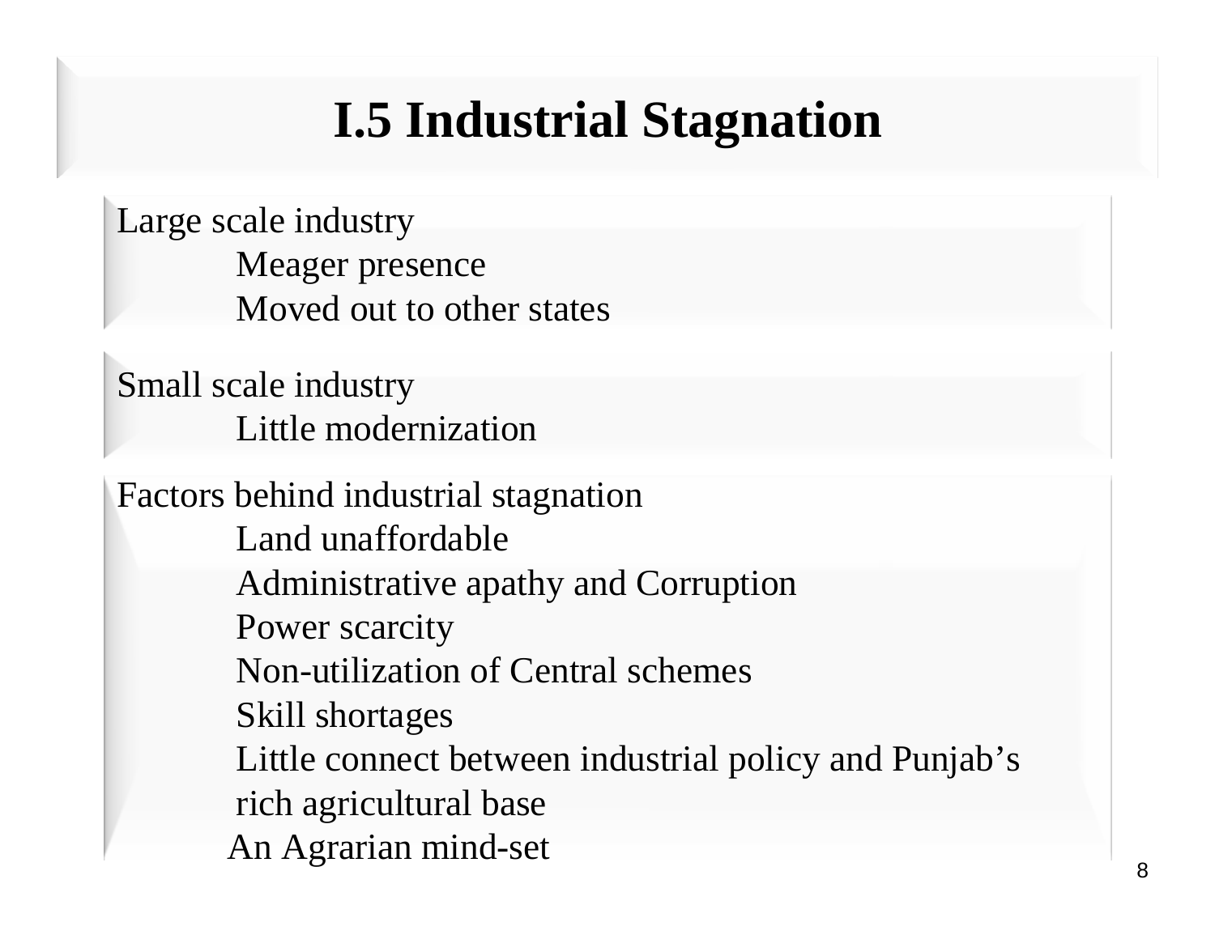# I.5 Industrial Stagnation

Large scale industry

- Meager presence
- Moved out to other states

Small scale industry

- Little modernization

Factors behind industrial stagnation

- Land unaffordable
- Administrative apathy and Corruption
- Power scarcity
- Non-utilization of Central schemes
- Skill shortages
- Little connect between industrial policy and Punjab's rich agricultural base
- An Agrarian mind-set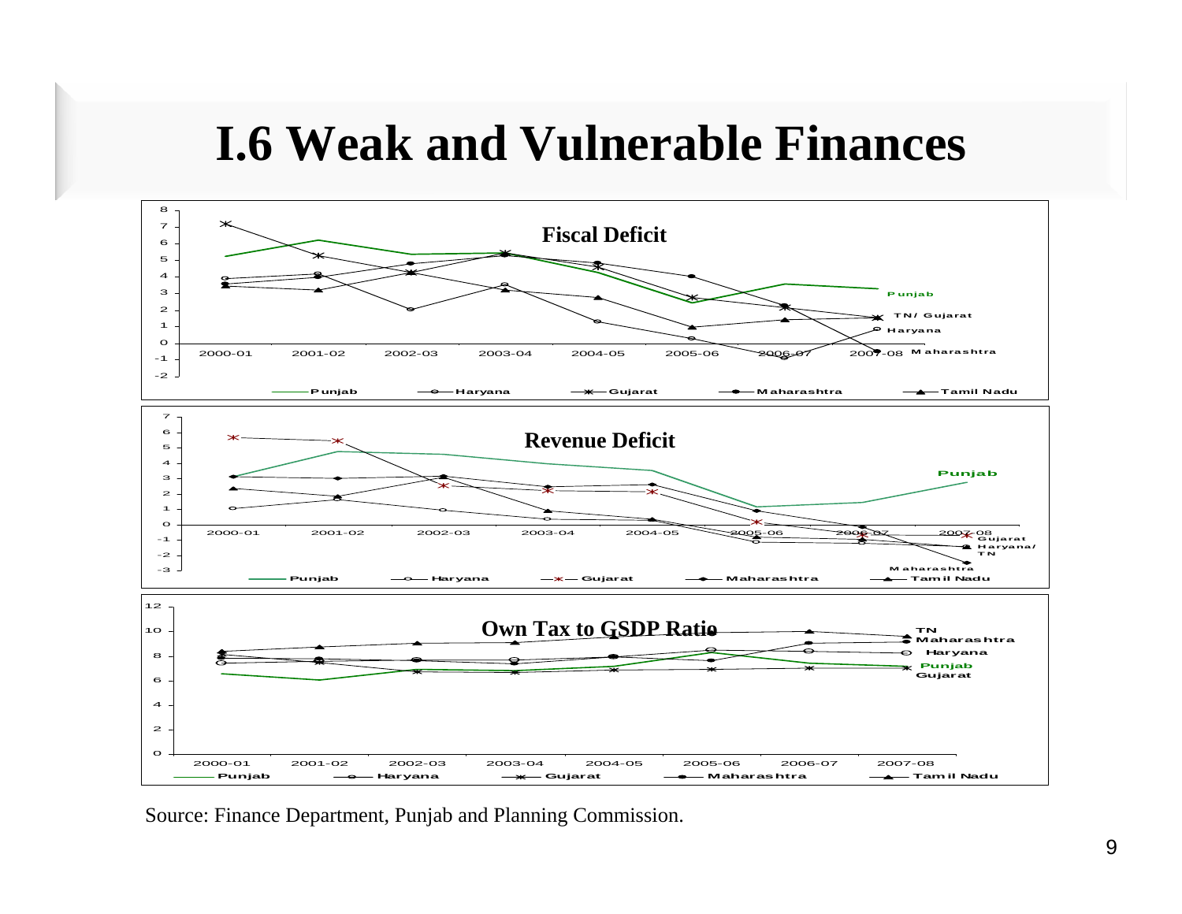# I.6 Weak and Vulnerable Finances

Source: Finance Department, Punjab and Planning Commission.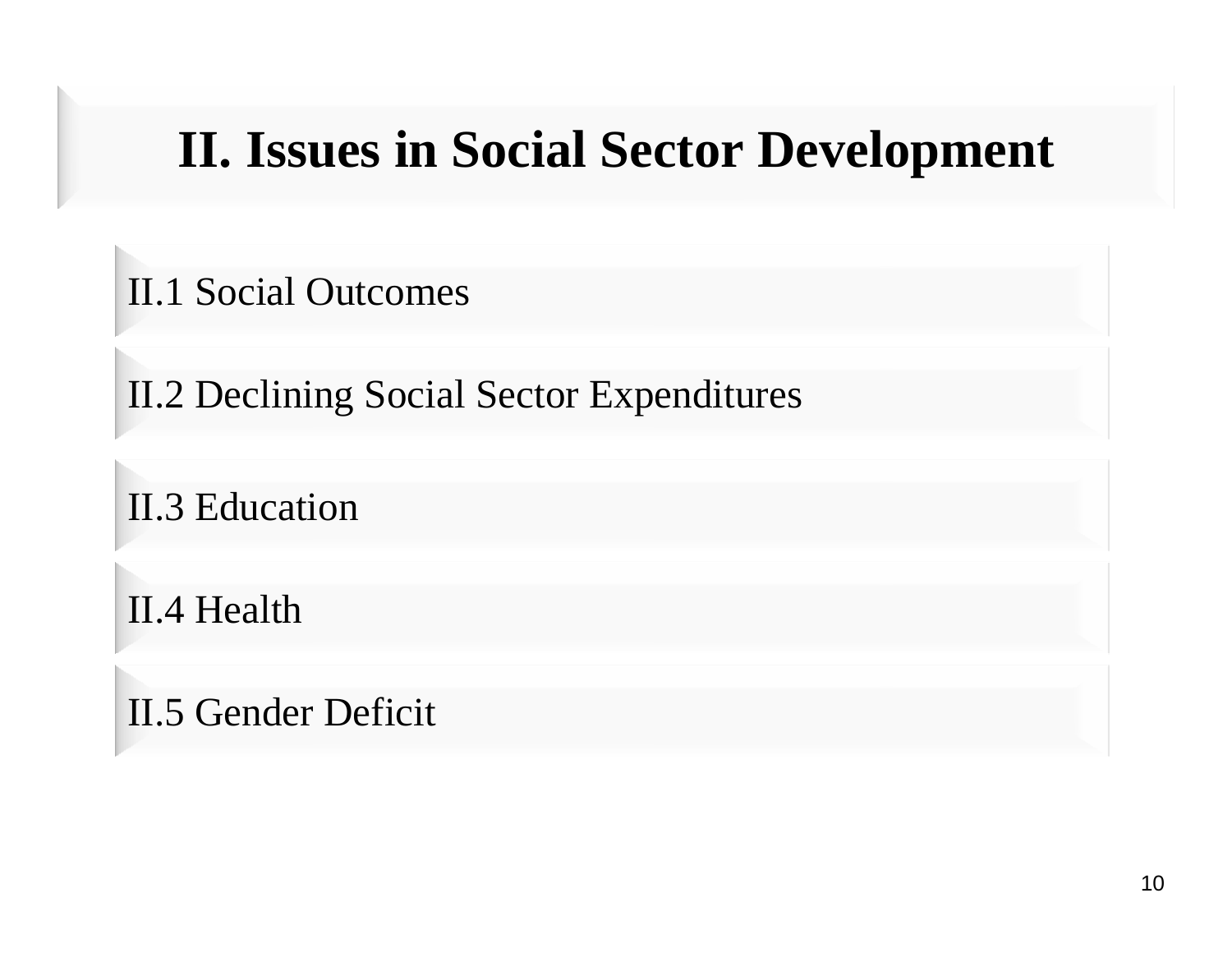# II. Issues in Social Sector Development

- II.1 Social Outcomes
- II.2 Declining Social Sector Expenditures
- II.3 Education
- II.4 Health
- II.5 Gender Deficit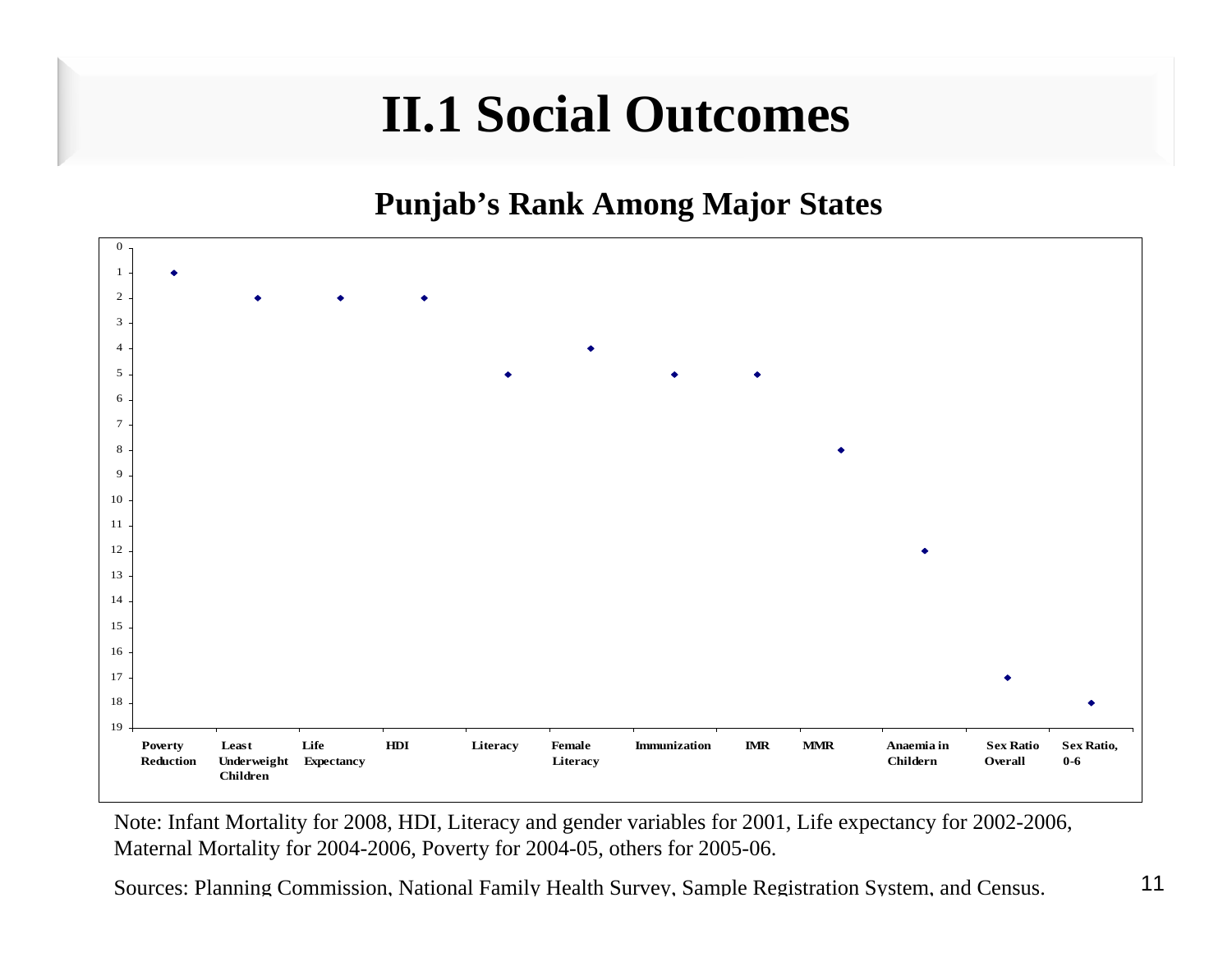# II.1 Social Outcomes

**Punjab's Rank Among Major States**

| Indicator | Rank |
|---|---|
| Poverty Reduction | 1 |
| Least Underweight Children | 2 |
| Life Expectancy | 2 |
| HDI | 2 |
| Literacy | 5 |
| Female Literacy | 4 |
| Immunization | 5 |
| IMR | 5 |
| MMR | 8 |
| Anaemia in Childern | 12 |
| Sex Ratio Overall | 17 |
| Sex Ratio, 0-6 | 18 |

Note: Infant Mortality for 2008, HDI, Literacy and gender variables for 2001, Life expectancy for 2002-2006, Maternal Mortality for 2004-2006, Poverty for 2004-05, others for 2005-06.

Sources: Planning Commission, National Family Health Survey, Sample Registration System, and Census.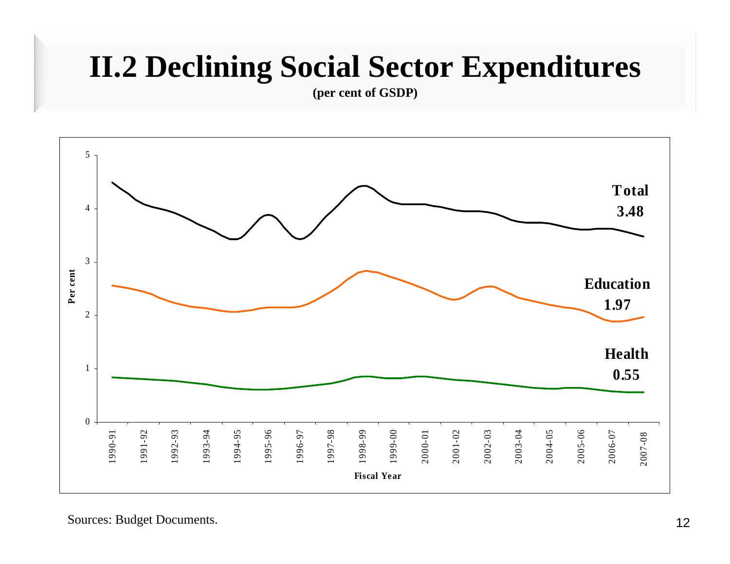# II.2 Declining Social Sector Expenditures

**(per cent of GSDP)**

Sources: Budget Documents.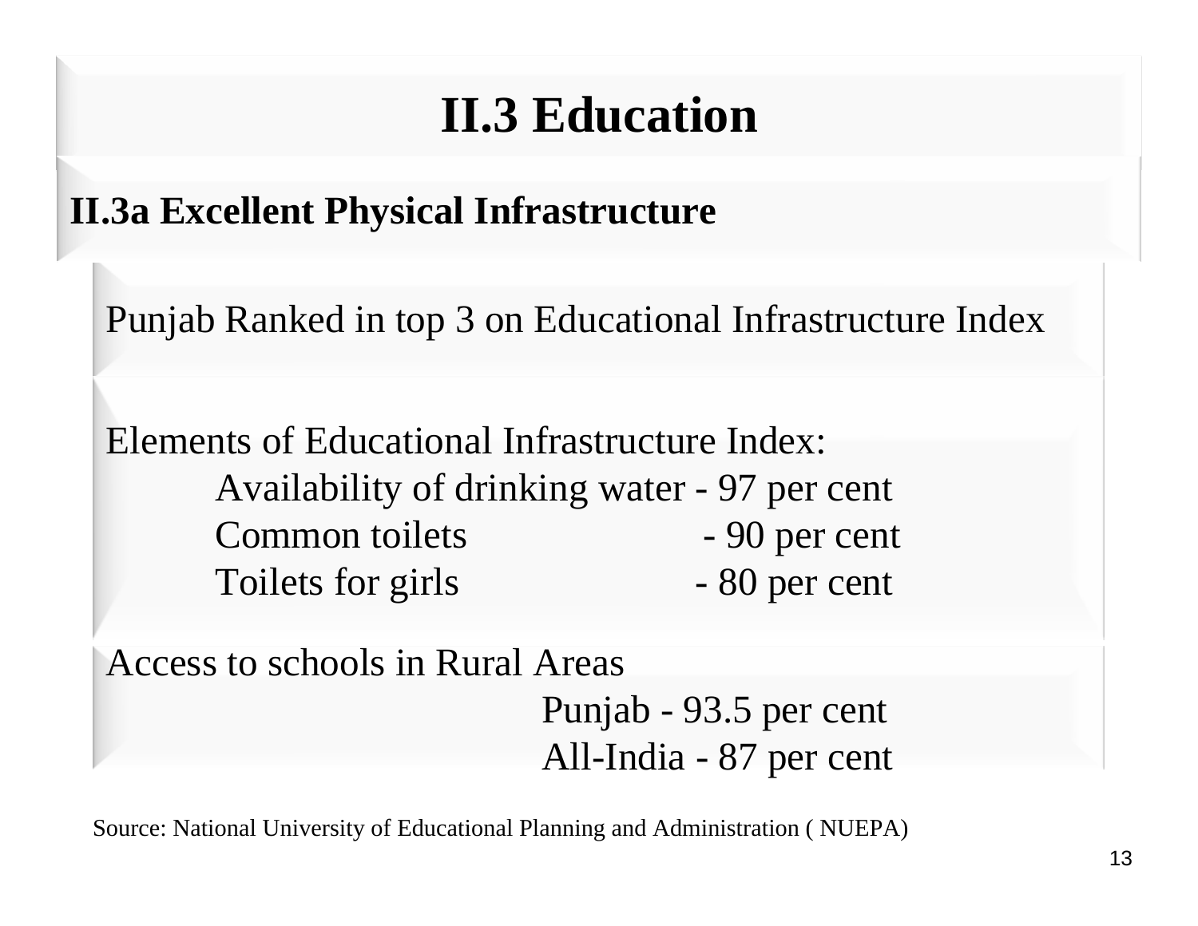# II.3 Education

## II.3a Excellent Physical Infrastructure

Punjab Ranked in top 3 on Educational Infrastructure Index

Elements of Educational Infrastructure Index:

- Availability of drinking water - 97 per cent
- Common toilets - 90 per cent
- Toilets for girls - 80 per cent

Access to schools in Rural Areas

- Punjab - 93.5 per cent
- All-India - 87 per cent

Source: National University of Educational Planning and Administration ( NUEPA)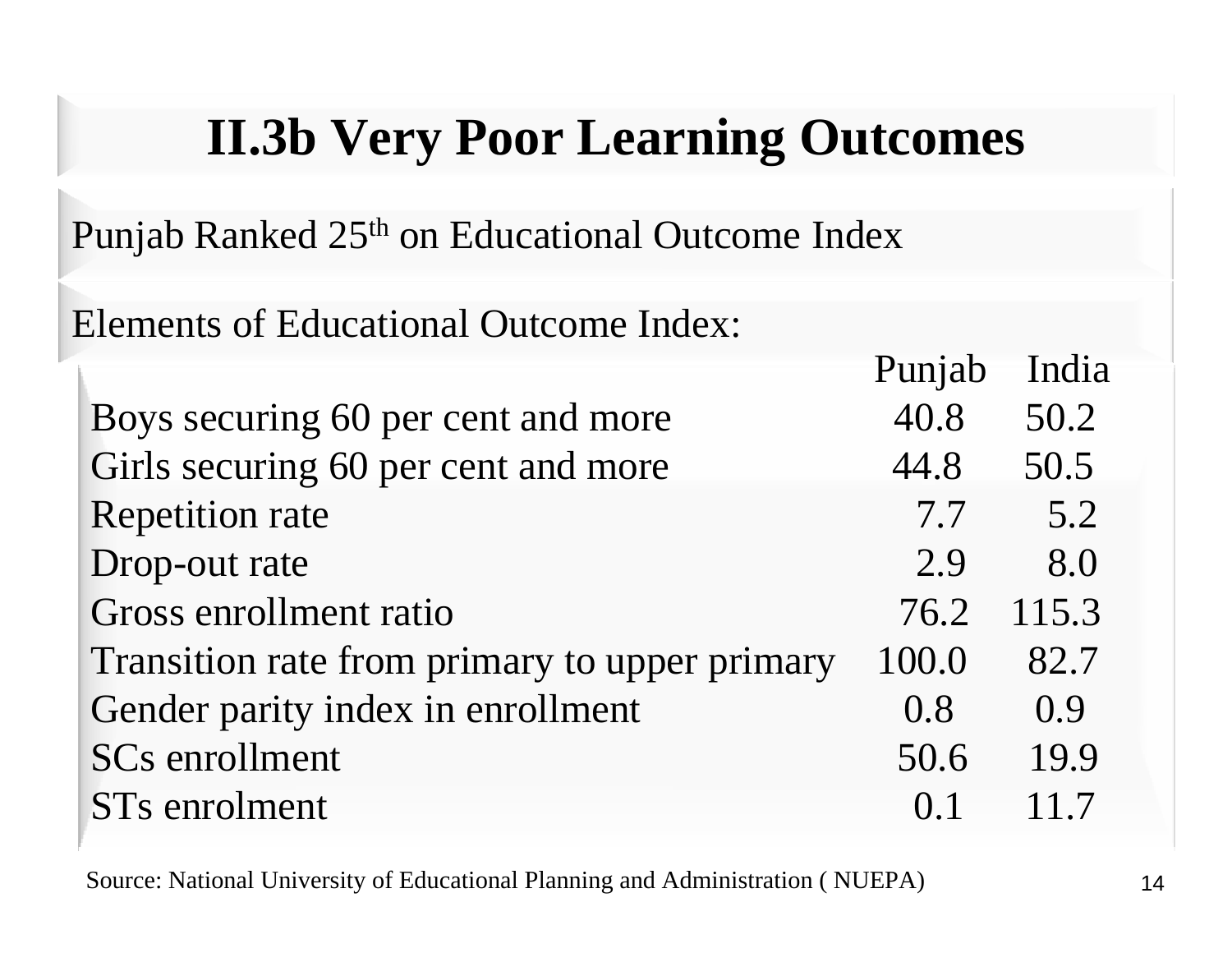# II.3b Very Poor Learning Outcomes

Punjab Ranked 25[th] on Educational Outcome Index

Elements of Educational Outcome Index:

| | Punjab | India |
|---|---|---|
| Boys securing 60 per cent and more | 40.8 | 50.2 |
| Girls securing 60 per cent and more | 44.8 | 50.5 |
| Repetition rate | 7.7 | 5.2 |
| Drop-out rate | 2.9 | 8.0 |
| Gross enrollment ratio | 76.2 | 115.3 |
| Transition rate from primary to upper primary | 100.0 | 82.7 |
| Gender parity index in enrollment | 0.8 | 0.9 |
| SCs enrollment | 50.6 | 19.9 |
| STs enrolment | 0.1 | 11.7 |

Source: National University of Educational Planning and Administration ( NUEPA)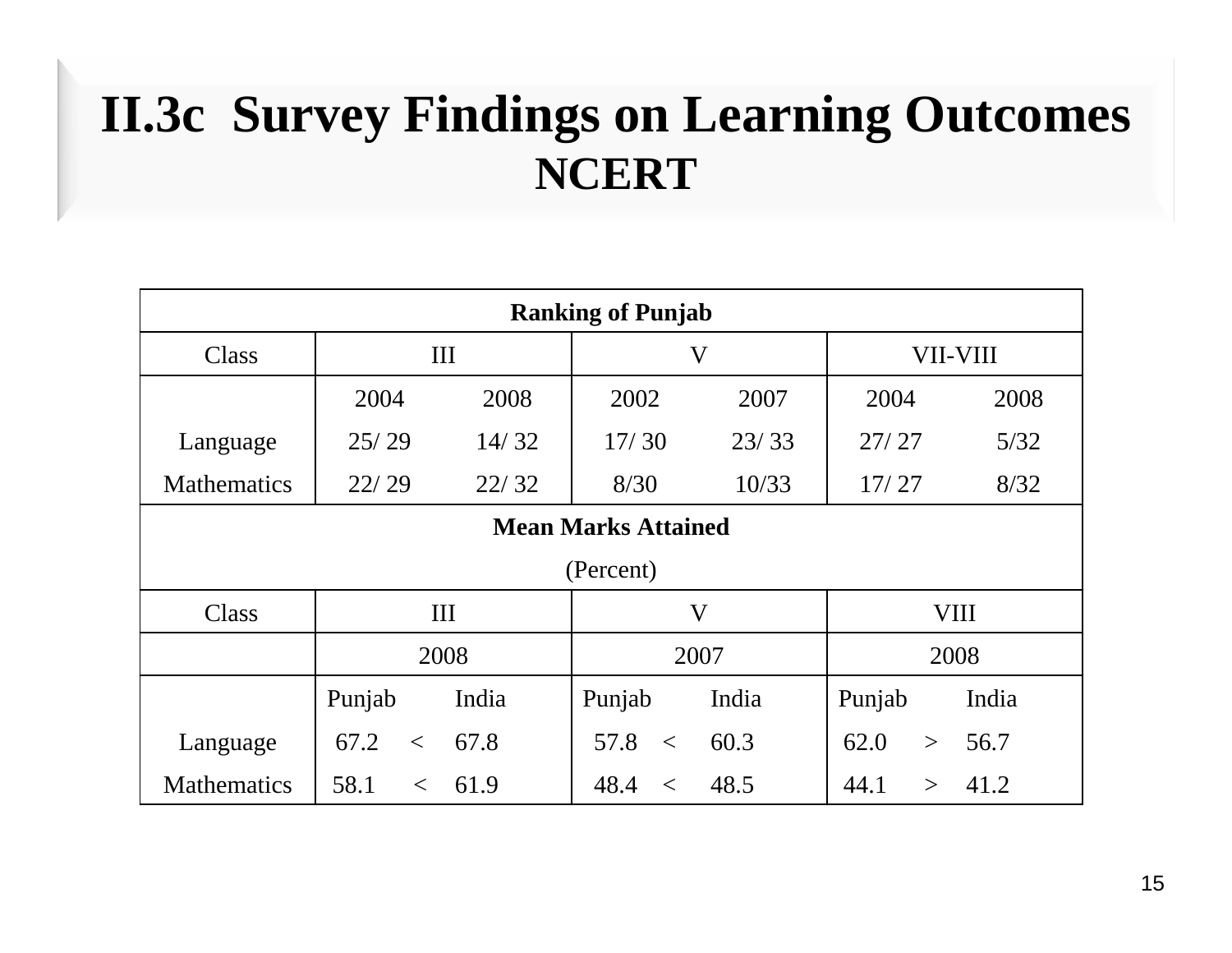# II.3c Survey Findings on Learning Outcomes NCERT

| Ranking of Punjab | | | | | | |
|---|---|---|---|---|---|---|
| Class | III | | V | | VII-VIII | |
| | 2004 | 2008 | 2002 | 2007 | 2004 | 2008 |
| Language | 25/ 29 | 14/ 32 | 17/ 30 | 23/ 33 | 27/ 27 | 5/32 |
| Mathematics | 22/ 29 | 22/ 32 | 8/30 | 10/33 | 17/ 27 | 8/32 |

| Mean Marks Attained (Percent) | | | | | | | | | |
|---|---|---|---|---|---|---|---|---|---|
| Class | III | | | V | | | VIII | | |
| | 2008 | | | 2007 | | | 2008 | | |
| | Punjab | | India | Punjab | | India | Punjab | | India |
| Language | 67.2 | < | 67.8 | 57.8 | < | 60.3 | 62.0 | > | 56.7 |
| Mathematics | 58.1 | < | 61.9 | 48.4 | < | 48.5 | 44.1 | > | 41.2 |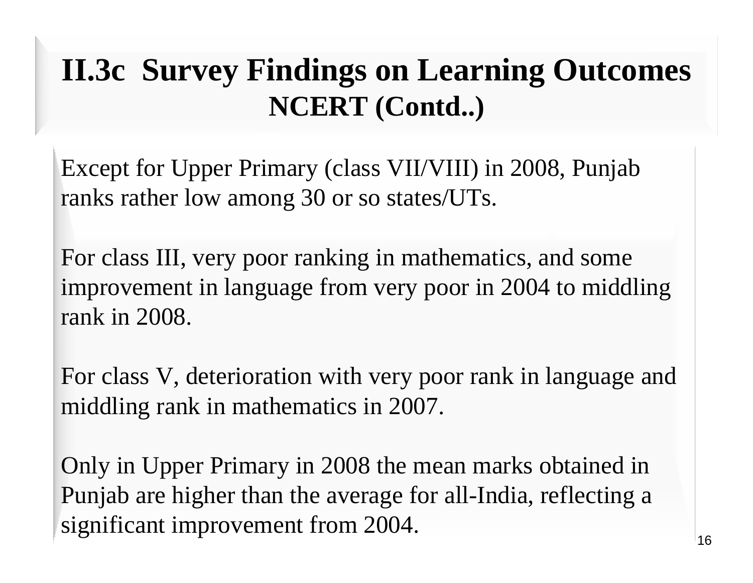# II.3c Survey Findings on Learning Outcomes
## NCERT (Contd..)

Except for Upper Primary (class VII/VIII) in 2008, Punjab ranks rather low among 30 or so states/UTs.

For class III, very poor ranking in mathematics, and some improvement in language from very poor in 2004 to middling rank in 2008.

For class V, deterioration with very poor rank in language and middling rank in mathematics in 2007.

Only in Upper Primary in 2008 the mean marks obtained in Punjab are higher than the average for all-India, reflecting a significant improvement from 2004.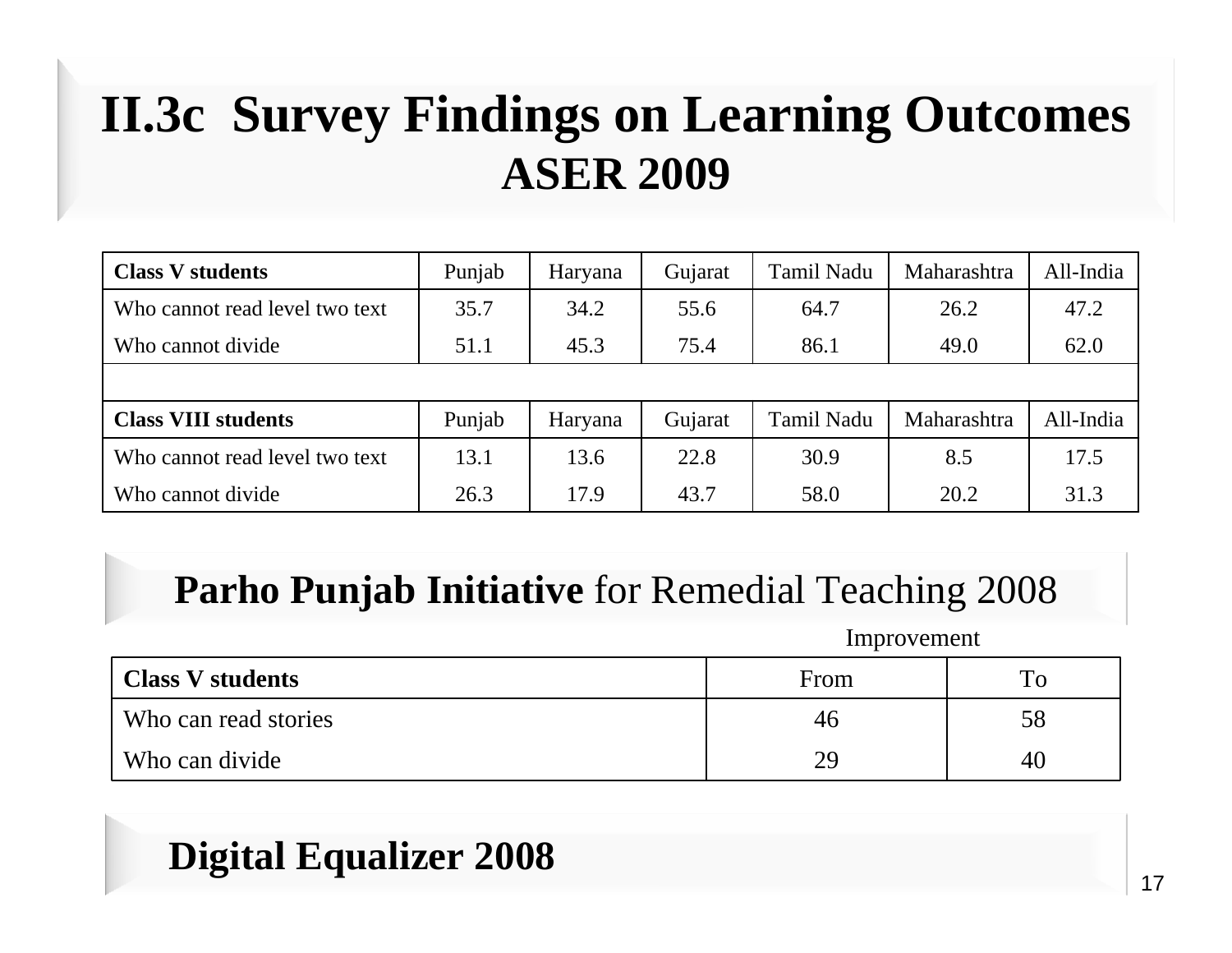# II.3c Survey Findings on Learning Outcomes
## ASER 2009

| **Class V students** | Punjab | Haryana | Gujarat | Tamil Nadu | Maharashtra | All-India |
|---|---|---|---|---|---|---|
| Who cannot read level two text | 35.7 | 34.2 | 55.6 | 64.7 | 26.2 | 47.2 |
| Who cannot divide | 51.1 | 45.3 | 75.4 | 86.1 | 49.0 | 62.0 |
| | | | | | | |
| **Class VIII students** | Punjab | Haryana | Gujarat | Tamil Nadu | Maharashtra | All-India |
| Who cannot read level two text | 13.1 | 13.6 | 22.8 | 30.9 | 8.5 | 17.5 |
| Who cannot divide | 26.3 | 17.9 | 43.7 | 58.0 | 20.2 | 31.3 |

## **Parho Punjab Initiative** for Remedial Teaching 2008

| | Improvement | |
|---|---|---|
| **Class V students** | From | To |
| Who can read stories | 46 | 58 |
| Who can divide | 29 | 40 |

## Digital Equalizer 2008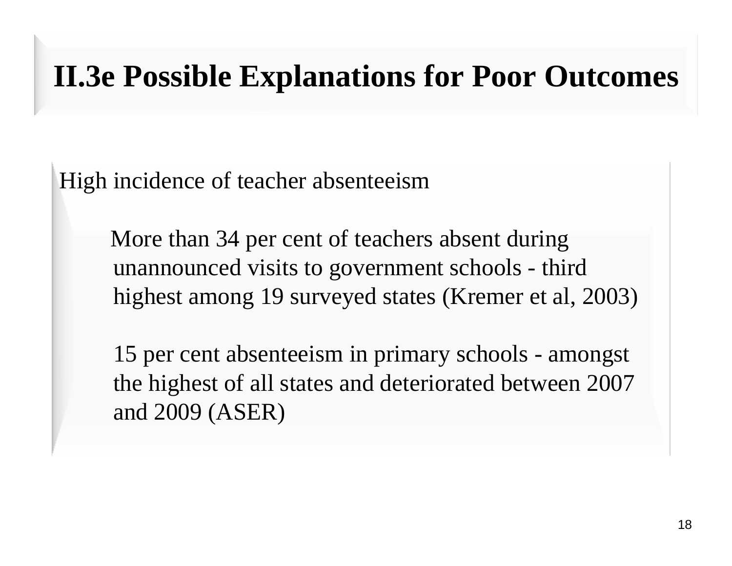# II.3e Possible Explanations for Poor Outcomes

High incidence of teacher absenteeism

- More than 34 per cent of teachers absent during unannounced visits to government schools - third highest among 19 surveyed states (Kremer et al, 2003)
- 15 per cent absenteeism in primary schools - amongst the highest of all states and deteriorated between 2007 and 2009 (ASER)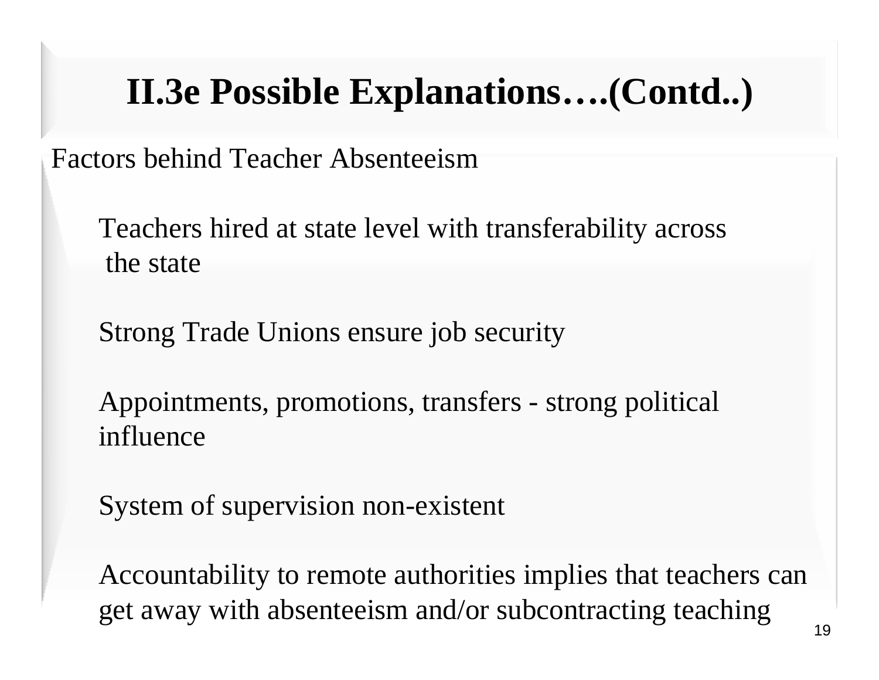# II.3e Possible Explanations….(Contd..)

Factors behind Teacher Absenteeism

- Teachers hired at state level with transferability across the state
- Strong Trade Unions ensure job security
- Appointments, promotions, transfers - strong political influence
- System of supervision non-existent
- Accountability to remote authorities implies that teachers can get away with absenteeism and/or subcontracting teaching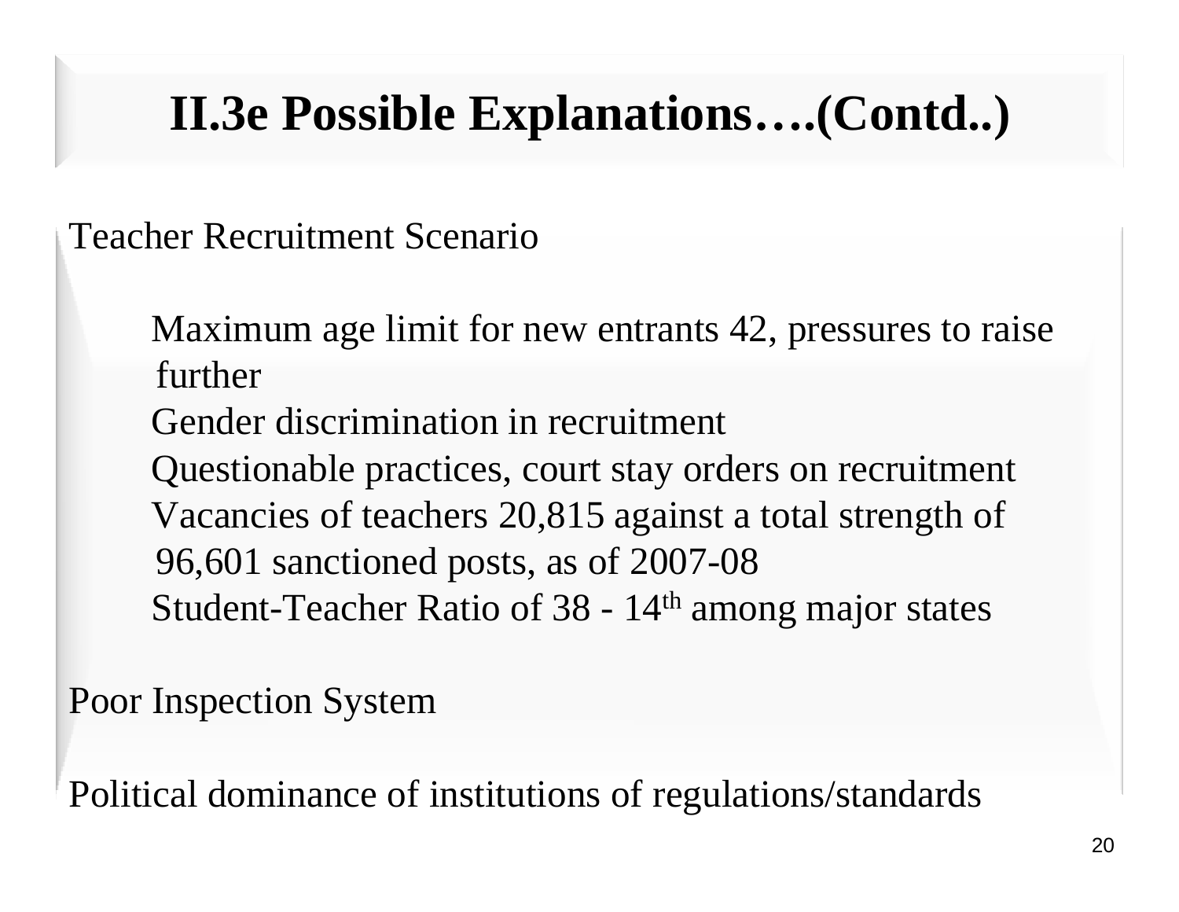# II.3e Possible Explanations….(Contd..)

Teacher Recruitment Scenario

- Maximum age limit for new entrants 42, pressures to raise further
- Gender discrimination in recruitment
- Questionable practices, court stay orders on recruitment
- Vacancies of teachers 20,815 against a total strength of 96,601 sanctioned posts, as of 2007-08
- Student-Teacher Ratio of 38 - 14th among major states

Poor Inspection System

Political dominance of institutions of regulations/standards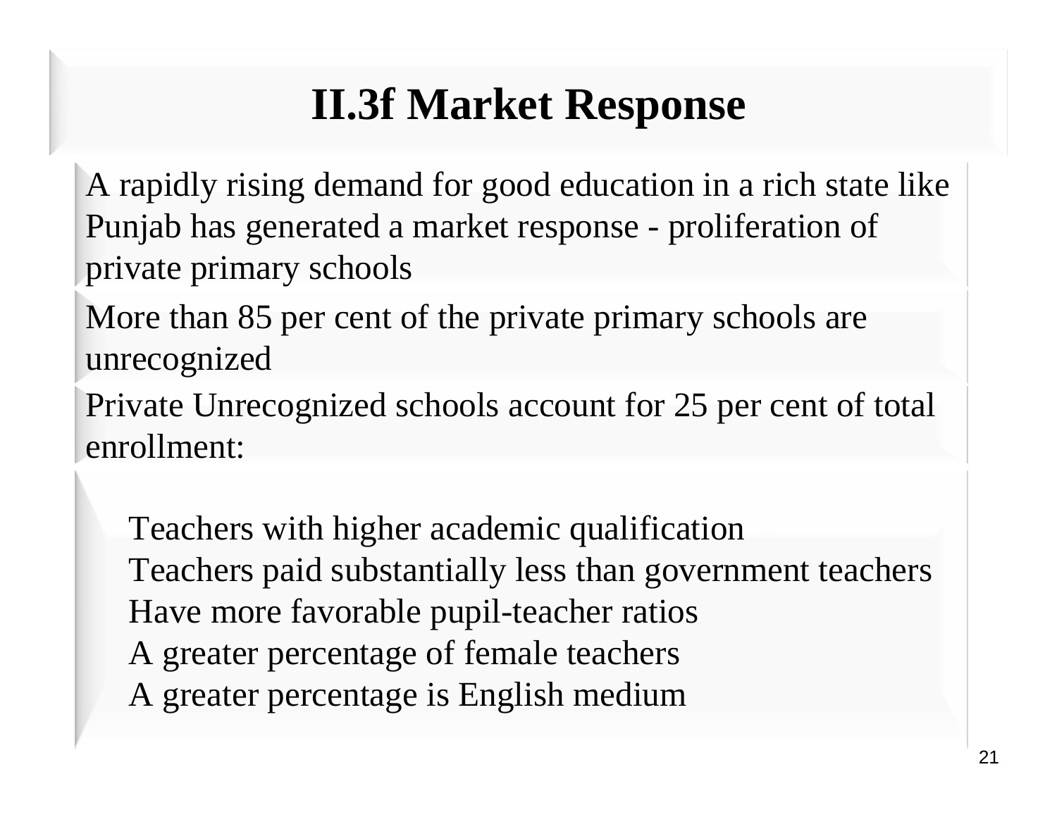# II.3f Market Response

- A rapidly rising demand for good education in a rich state like Punjab has generated a market response - proliferation of private primary schools
- More than 85 per cent of the private primary schools are unrecognized
- Private Unrecognized schools account for 25 per cent of total enrollment:
  - Teachers with higher academic qualification
  - Teachers paid substantially less than government teachers
  - Have more favorable pupil-teacher ratios
  - A greater percentage of female teachers
  - A greater percentage is English medium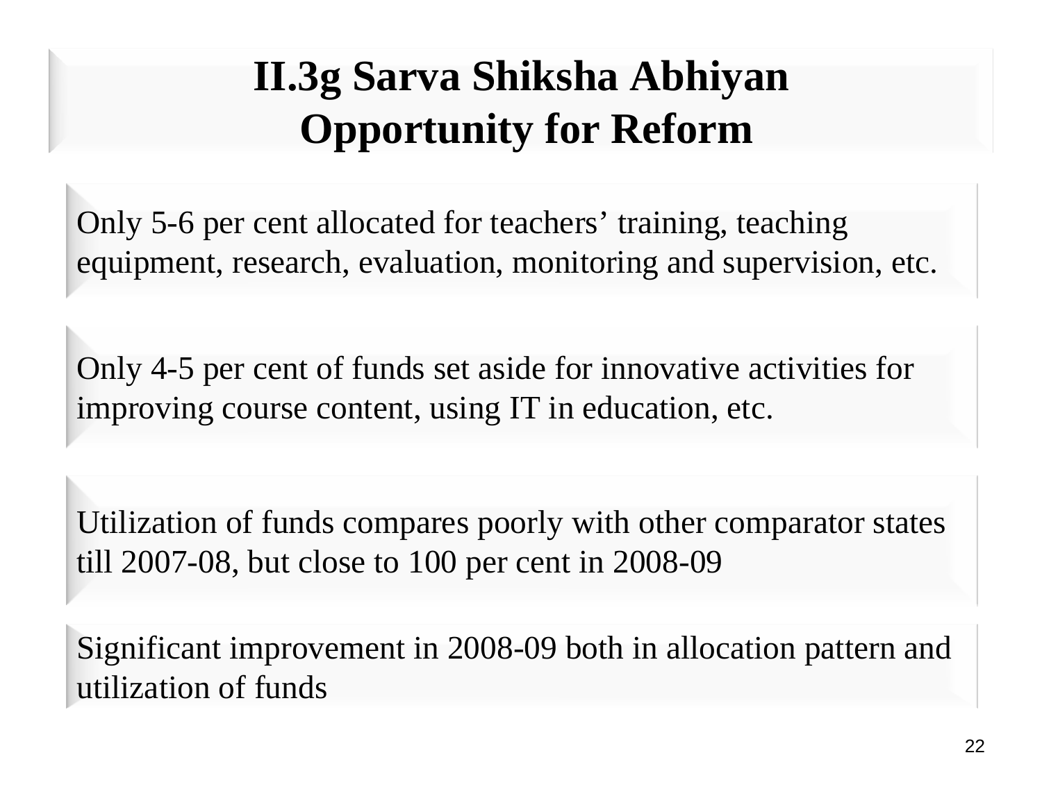# II.3g Sarva Shiksha Abhiyan Opportunity for Reform

Only 5-6 per cent allocated for teachers' training, teaching equipment, research, evaluation, monitoring and supervision, etc.

Only 4-5 per cent of funds set aside for innovative activities for improving course content, using IT in education, etc.

Utilization of funds compares poorly with other comparator states till 2007-08, but close to 100 per cent in 2008-09

Significant improvement in 2008-09 both in allocation pattern and utilization of funds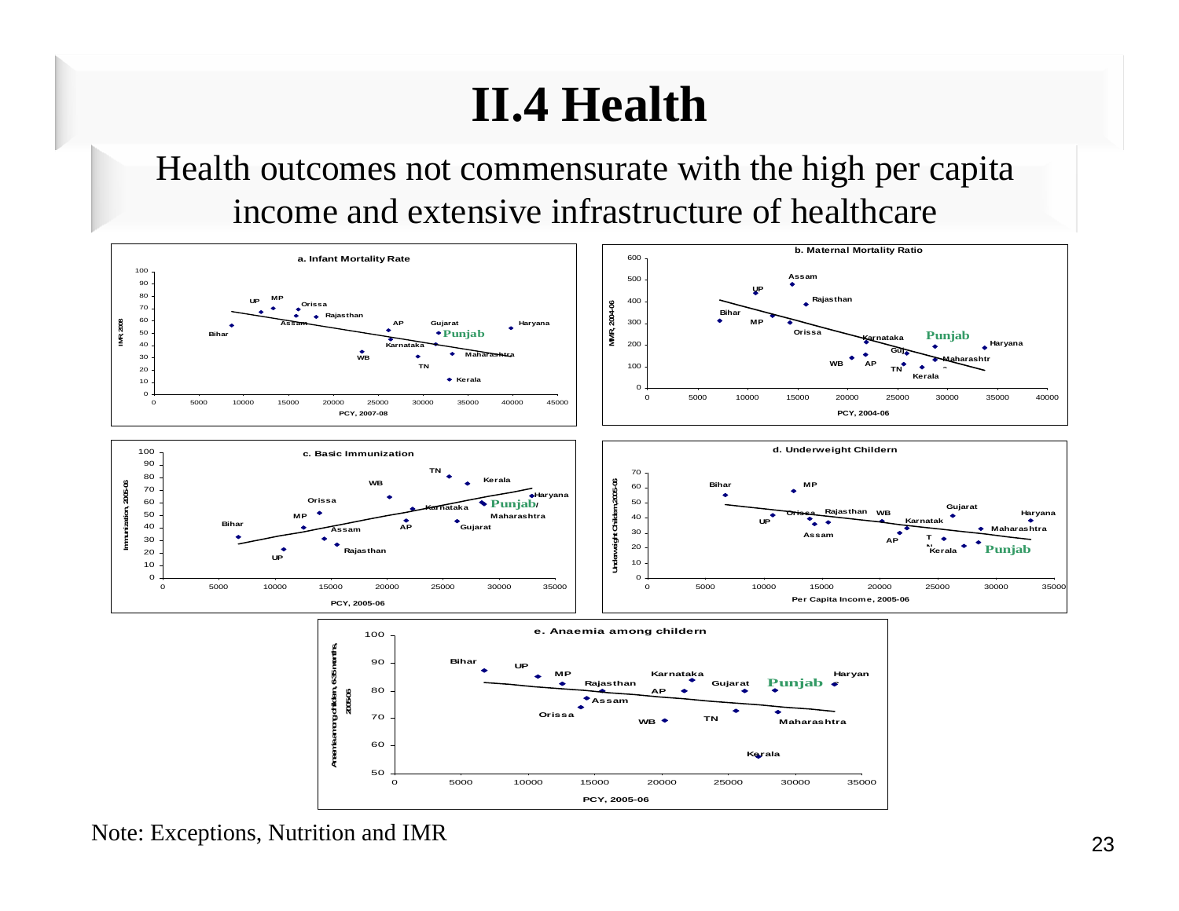# II.4 Health

Health outcomes not commensurate with the high per capita income and extensive infrastructure of healthcare

Note: Exceptions, Nutrition and IMR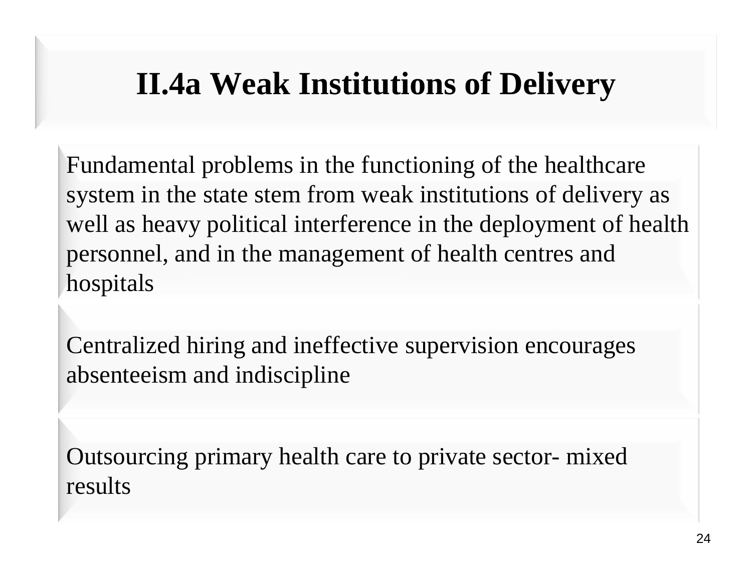# II.4a Weak Institutions of Delivery

Fundamental problems in the functioning of the healthcare system in the state stem from weak institutions of delivery as well as heavy political interference in the deployment of health personnel, and in the management of health centres and hospitals

Centralized hiring and ineffective supervision encourages absenteeism and indiscipline

Outsourcing primary health care to private sector- mixed results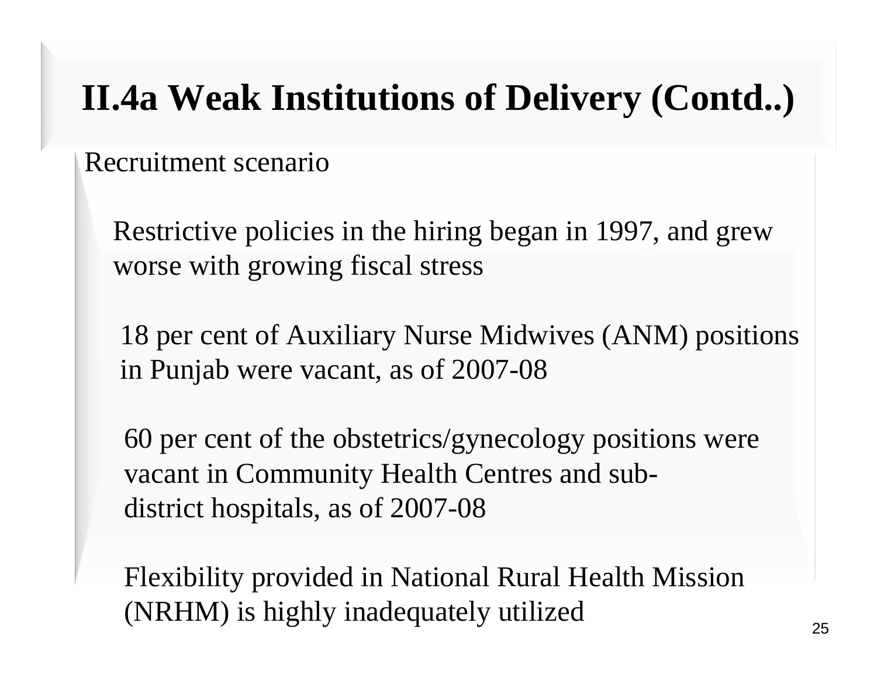# II.4a Weak Institutions of Delivery (Contd..)

Recruitment scenario

- Restrictive policies in the hiring began in 1997, and grew worse with growing fiscal stress
- 18 per cent of Auxiliary Nurse Midwives (ANM) positions in Punjab were vacant, as of 2007-08
- 60 per cent of the obstetrics/gynecology positions were vacant in Community Health Centres and sub-district hospitals, as of 2007-08
- Flexibility provided in National Rural Health Mission (NRHM) is highly inadequately utilized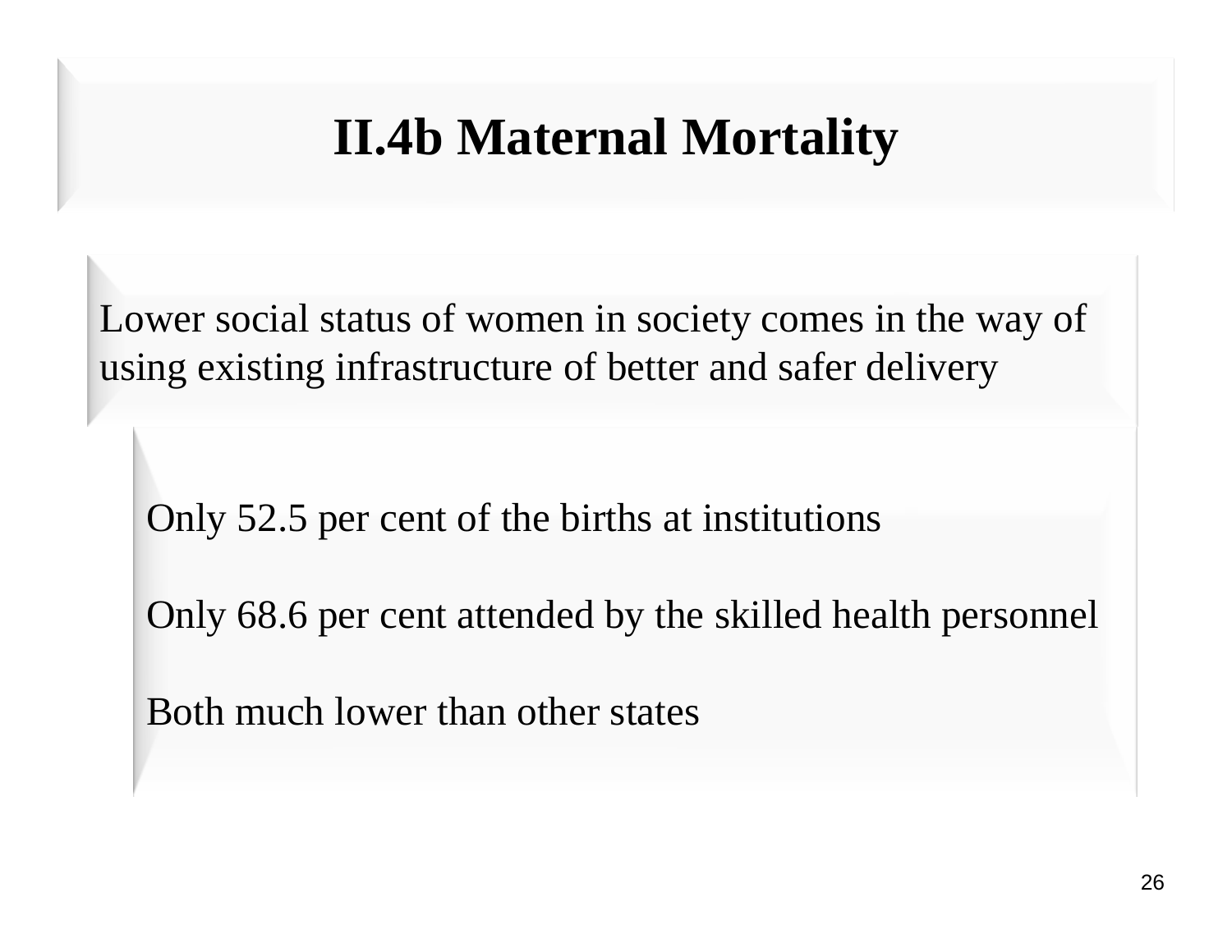# II.4b Maternal Mortality

Lower social status of women in society comes in the way of using existing infrastructure of better and safer delivery

Only 52.5 per cent of the births at institutions

Only 68.6 per cent attended by the skilled health personnel

Both much lower than other states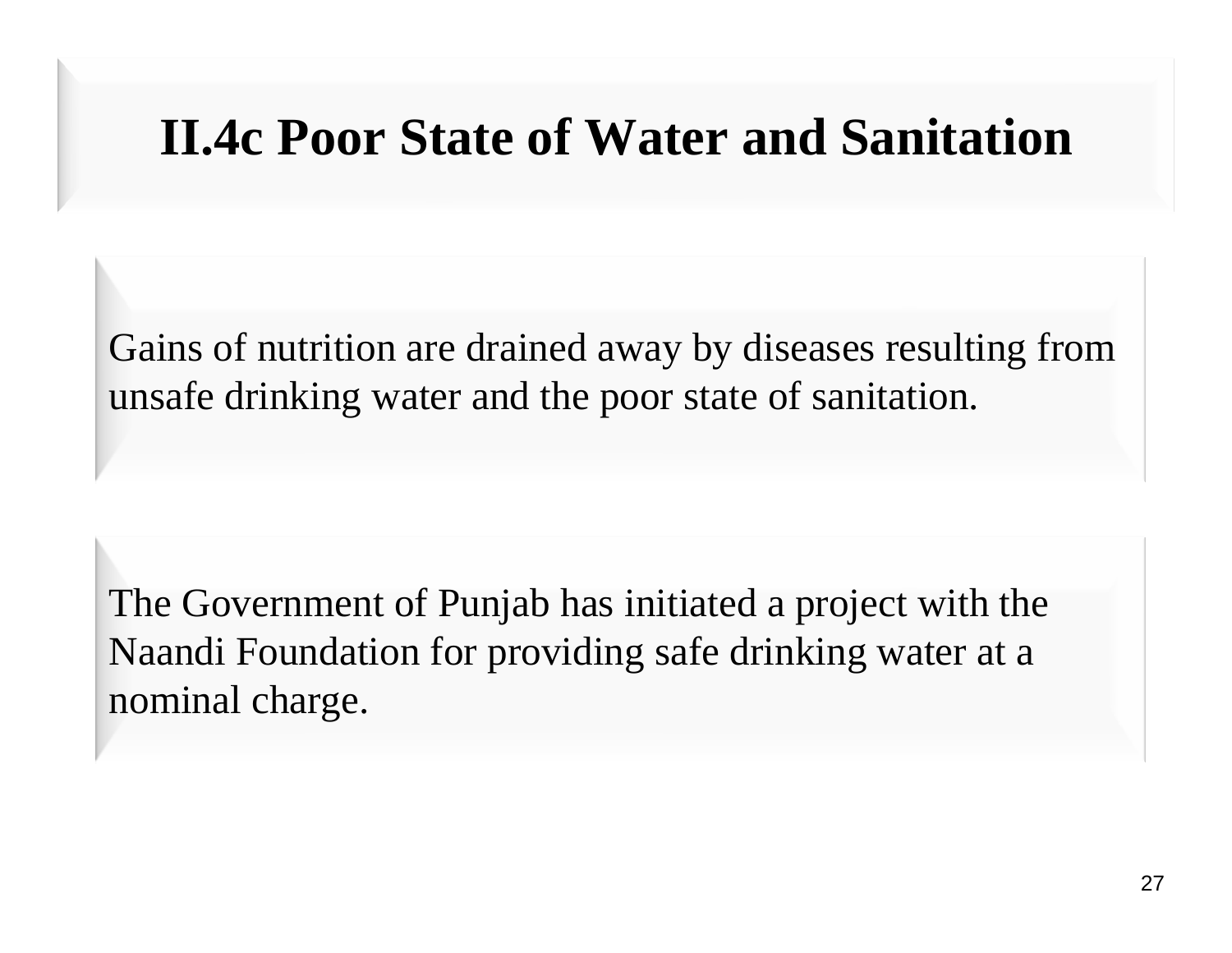# II.4c Poor State of Water and Sanitation

Gains of nutrition are drained away by diseases resulting from unsafe drinking water and the poor state of sanitation.

The Government of Punjab has initiated a project with the Naandi Foundation for providing safe drinking water at a nominal charge.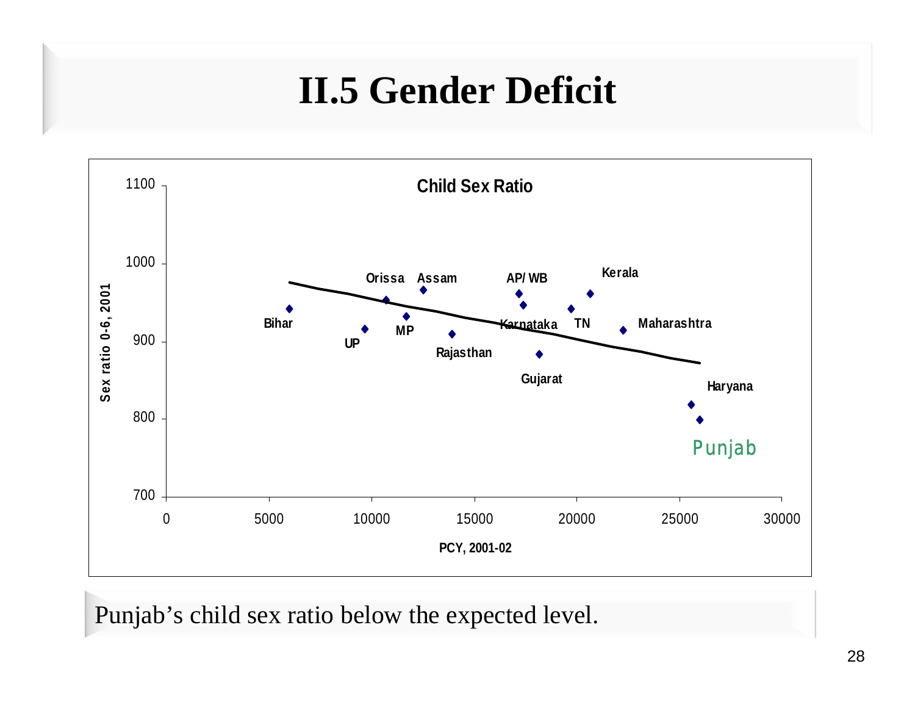# II.5 Gender Deficit

**Child Sex Ratio**

Sex ratio 0-6, 2001

PCY, 2001-02

Bihar, UP, Orissa, MP, Assam, Rajasthan, AP/ WB, Karnataka, Gujarat, TN, Kerala, Maharashtra, Haryana, Punjab

Punjab's child sex ratio below the expected level.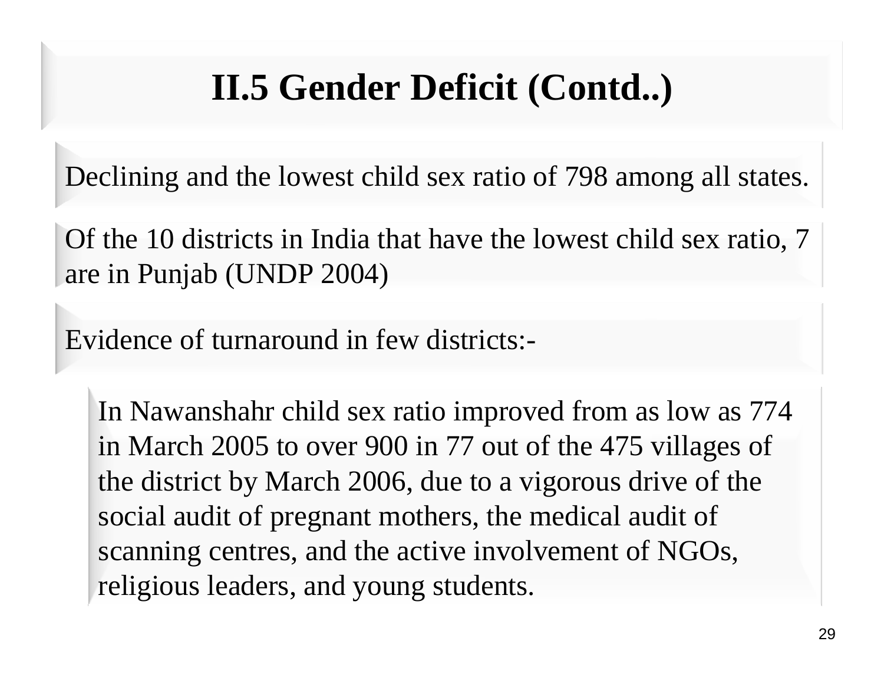# II.5 Gender Deficit (Contd..)

Declining and the lowest child sex ratio of 798 among all states.

Of the 10 districts in India that have the lowest child sex ratio, 7 are in Punjab (UNDP 2004)

Evidence of turnaround in few districts:-

- In Nawanshahr child sex ratio improved from as low as 774 in March 2005 to over 900 in 77 out of the 475 villages of the district by March 2006, due to a vigorous drive of the social audit of pregnant mothers, the medical audit of scanning centres, and the active involvement of NGOs, religious leaders, and young students.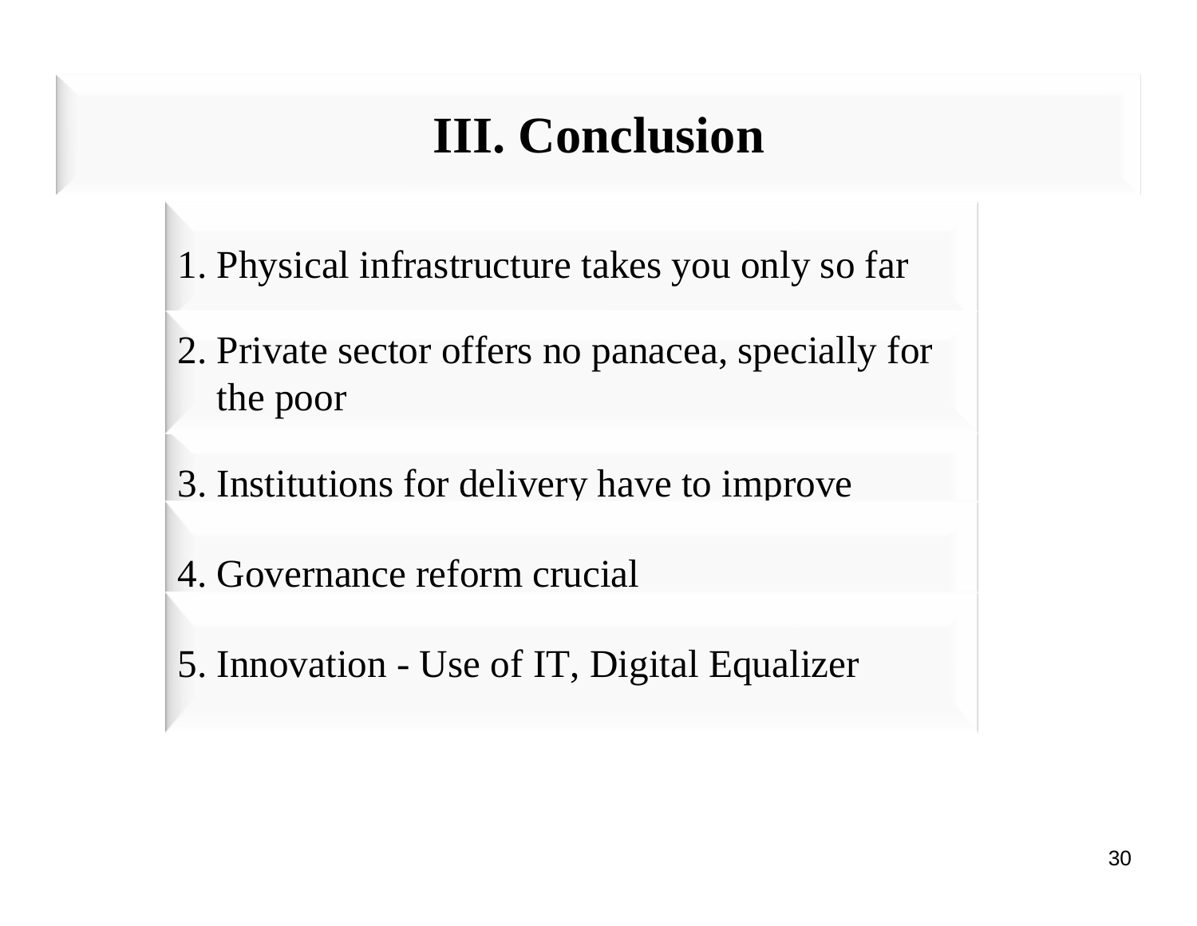# III. Conclusion

1. Physical infrastructure takes you only so far
2. Private sector offers no panacea, specially for the poor
3. Institutions for delivery have to improve
4. Governance reform crucial
5. Innovation - Use of IT, Digital Equalizer